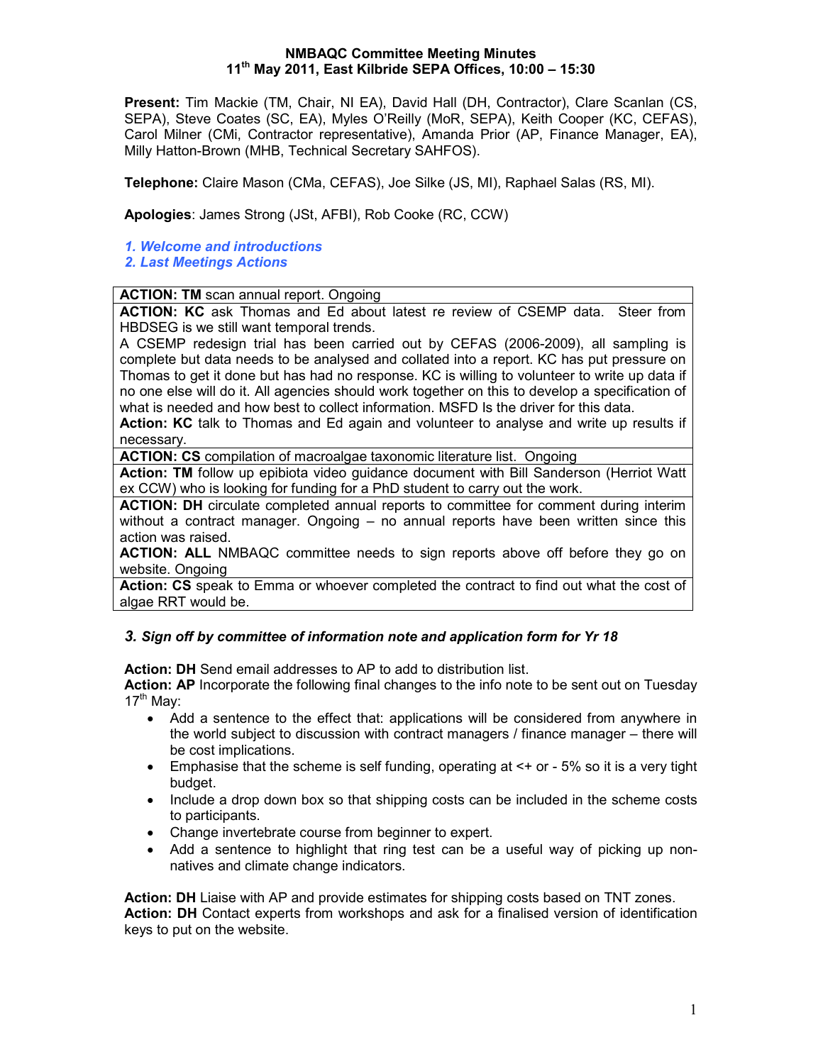# NMBAQC Committee Meeting Minutes
## 11th May 2011, East Kilbride SEPA Offices, 10:00 – 15:30

**Present:** Tim Mackie (TM, Chair, NI EA), David Hall (DH, Contractor), Clare Scanlan (CS, SEPA), Steve Coates (SC, EA), Myles O'Reilly (MoR, SEPA), Keith Cooper (KC, CEFAS), Carol Milner (CMi, Contractor representative), Amanda Prior (AP, Finance Manager, EA), Milly Hatton-Brown (MHB, Technical Secretary SAHFOS).

**Telephone:** Claire Mason (CMa, CEFAS), Joe Silke (JS, MI), Raphael Salas (RS, MI).

**Apologies**: James Strong (JSt, AFBI), Rob Cooke (RC, CCW)

### *1. Welcome and introductions*
### *2. Last Meetings Actions*

| |
|---|
| **ACTION: TM** scan annual report. Ongoing |
| **ACTION: KC** ask Thomas and Ed about latest re review of CSEMP data. Steer from HBDSEG is we still want temporal trends.<br>A CSEMP redesign trial has been carried out by CEFAS (2006-2009), all sampling is complete but data needs to be analysed and collated into a report. KC has put pressure on Thomas to get it done but has had no response. KC is willing to volunteer to write up data if no one else will do it. All agencies should work together on this to develop a specification of what is needed and how best to collect information. MSFD Is the driver for this data.<br>**Action: KC** talk to Thomas and Ed again and volunteer to analyse and write up results if necessary. |
| **ACTION: CS** compilation of macroalgae taxonomic literature list. Ongoing |
| **Action: TM** follow up epibiota video guidance document with Bill Sanderson (Herriot Watt ex CCW) who is looking for funding for a PhD student to carry out the work. |
| **ACTION: DH** circulate completed annual reports to committee for comment during interim without a contract manager. Ongoing – no annual reports have been written since this action was raised. |
| **ACTION: ALL** NMBAQC committee needs to sign reports above off before they go on website. Ongoing |
| **Action: CS** speak to Emma or whoever completed the contract to find out what the cost of algae RRT would be. |

### *3. Sign off by committee of information note and application form for Yr 18*

**Action: DH** Send email addresses to AP to add to distribution list.
**Action: AP** Incorporate the following final changes to the info note to be sent out on Tuesday 17th May:

- Add a sentence to the effect that: applications will be considered from anywhere in the world subject to discussion with contract managers / finance manager – there will be cost implications.
- Emphasise that the scheme is self funding, operating at <+ or - 5% so it is a very tight budget.
- Include a drop down box so that shipping costs can be included in the scheme costs to participants.
- Change invertebrate course from beginner to expert.
- Add a sentence to highlight that ring test can be a useful way of picking up non-natives and climate change indicators.

**Action: DH** Liaise with AP and provide estimates for shipping costs based on TNT zones.
**Action: DH** Contact experts from workshops and ask for a finalised version of identification keys to put on the website.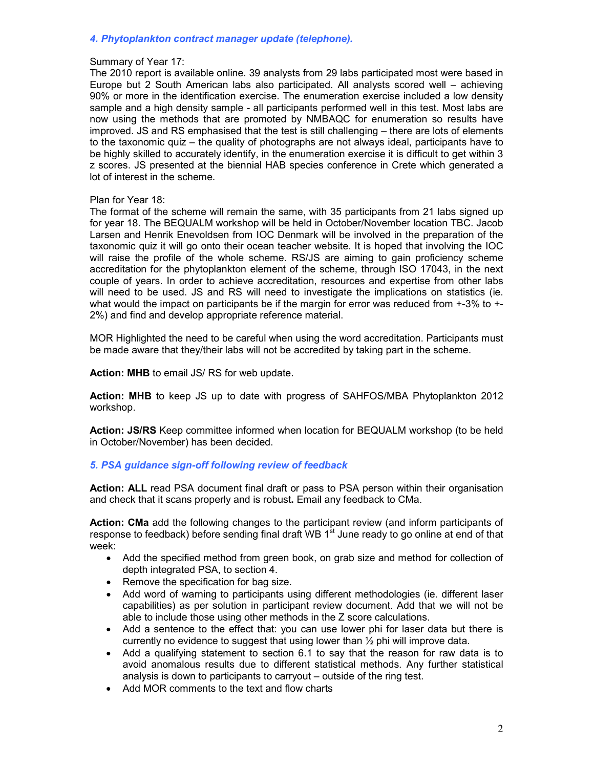### *4. Phytoplankton contract manager update (telephone).*

Summary of Year 17:
The 2010 report is available online. 39 analysts from 29 labs participated most were based in Europe but 2 South American labs also participated. All analysts scored well – achieving 90% or more in the identification exercise. The enumeration exercise included a low density sample and a high density sample - all participants performed well in this test. Most labs are now using the methods that are promoted by NMBAQC for enumeration so results have improved. JS and RS emphasised that the test is still challenging – there are lots of elements to the taxonomic quiz – the quality of photographs are not always ideal, participants have to be highly skilled to accurately identify, in the enumeration exercise it is difficult to get within 3 z scores. JS presented at the biennial HAB species conference in Crete which generated a lot of interest in the scheme.

Plan for Year 18:
The format of the scheme will remain the same, with 35 participants from 21 labs signed up for year 18. The BEQUALM workshop will be held in October/November location TBC. Jacob Larsen and Henrik Enevoldsen from IOC Denmark will be involved in the preparation of the taxonomic quiz it will go onto their ocean teacher website. It is hoped that involving the IOC will raise the profile of the whole scheme. RS/JS are aiming to gain proficiency scheme accreditation for the phytoplankton element of the scheme, through ISO 17043, in the next couple of years. In order to achieve accreditation, resources and expertise from other labs will need to be used. JS and RS will need to investigate the implications on statistics (ie. what would the impact on participants be if the margin for error was reduced from +-3% to +-2%) and find and develop appropriate reference material.

MOR Highlighted the need to be careful when using the word accreditation. Participants must be made aware that they/their labs will not be accredited by taking part in the scheme.

**Action: MHB** to email JS/ RS for web update.

**Action: MHB** to keep JS up to date with progress of SAHFOS/MBA Phytoplankton 2012 workshop.

**Action: JS/RS** Keep committee informed when location for BEQUALM workshop (to be held in October/November) has been decided.

### *5. PSA guidance sign-off following review of feedback*

**Action: ALL** read PSA document final draft or pass to PSA person within their organisation and check that it scans properly and is robust**.** Email any feedback to CMa.

**Action: CMa** add the following changes to the participant review (and inform participants of response to feedback) before sending final draft WB 1st June ready to go online at end of that week:

- Add the specified method from green book, on grab size and method for collection of depth integrated PSA, to section 4.
- Remove the specification for bag size.
- Add word of warning to participants using different methodologies (ie. different laser capabilities) as per solution in participant review document. Add that we will not be able to include those using other methods in the Z score calculations.
- Add a sentence to the effect that: you can use lower phi for laser data but there is currently no evidence to suggest that using lower than ½ phi will improve data.
- Add a qualifying statement to section 6.1 to say that the reason for raw data is to avoid anomalous results due to different statistical methods. Any further statistical analysis is down to participants to carryout – outside of the ring test.
- Add MOR comments to the text and flow charts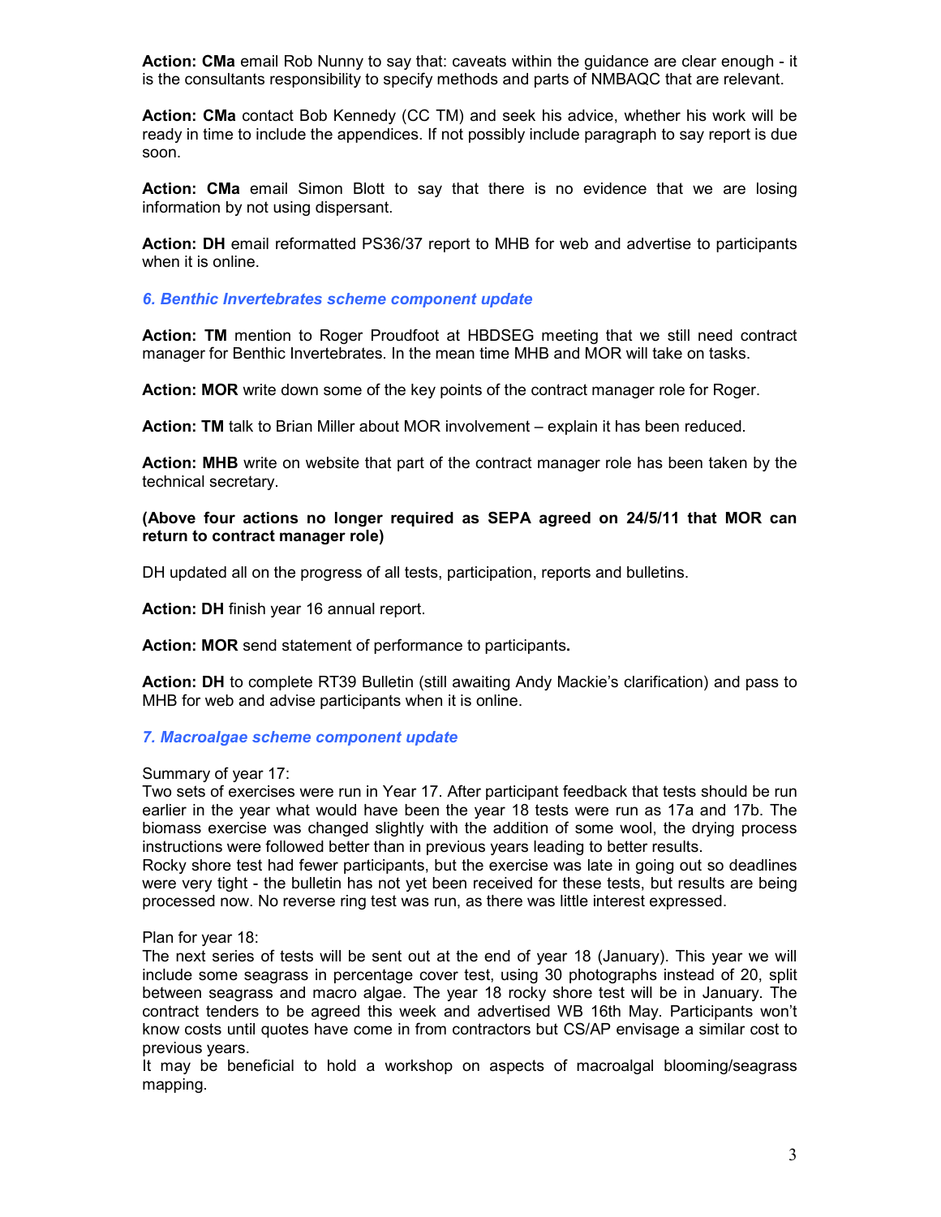**Action: CMa** email Rob Nunny to say that: caveats within the guidance are clear enough - it is the consultants responsibility to specify methods and parts of NMBAQC that are relevant.

**Action: CMa** contact Bob Kennedy (CC TM) and seek his advice, whether his work will be ready in time to include the appendices. If not possibly include paragraph to say report is due soon.

**Action: CMa** email Simon Blott to say that there is no evidence that we are losing information by not using dispersant.

**Action: DH** email reformatted PS36/37 report to MHB for web and advertise to participants when it is online.

### *6. Benthic Invertebrates scheme component update*

**Action: TM** mention to Roger Proudfoot at HBDSEG meeting that we still need contract manager for Benthic Invertebrates. In the mean time MHB and MOR will take on tasks.

**Action: MOR** write down some of the key points of the contract manager role for Roger.

**Action: TM** talk to Brian Miller about MOR involvement – explain it has been reduced.

**Action: MHB** write on website that part of the contract manager role has been taken by the technical secretary.

**(Above four actions no longer required as SEPA agreed on 24/5/11 that MOR can return to contract manager role)**

DH updated all on the progress of all tests, participation, reports and bulletins.

**Action: DH** finish year 16 annual report.

**Action: MOR** send statement of performance to participants**.**

**Action: DH** to complete RT39 Bulletin (still awaiting Andy Mackie's clarification) and pass to MHB for web and advise participants when it is online.

### *7. Macroalgae scheme component update*

Summary of year 17:
Two sets of exercises were run in Year 17. After participant feedback that tests should be run earlier in the year what would have been the year 18 tests were run as 17a and 17b. The biomass exercise was changed slightly with the addition of some wool, the drying process instructions were followed better than in previous years leading to better results.
Rocky shore test had fewer participants, but the exercise was late in going out so deadlines were very tight - the bulletin has not yet been received for these tests, but results are being processed now. No reverse ring test was run, as there was little interest expressed.

Plan for year 18:
The next series of tests will be sent out at the end of year 18 (January). This year we will include some seagrass in percentage cover test, using 30 photographs instead of 20, split between seagrass and macro algae. The year 18 rocky shore test will be in January. The contract tenders to be agreed this week and advertised WB 16th May. Participants won't know costs until quotes have come in from contractors but CS/AP envisage a similar cost to previous years.
It may be beneficial to hold a workshop on aspects of macroalgal blooming/seagrass mapping.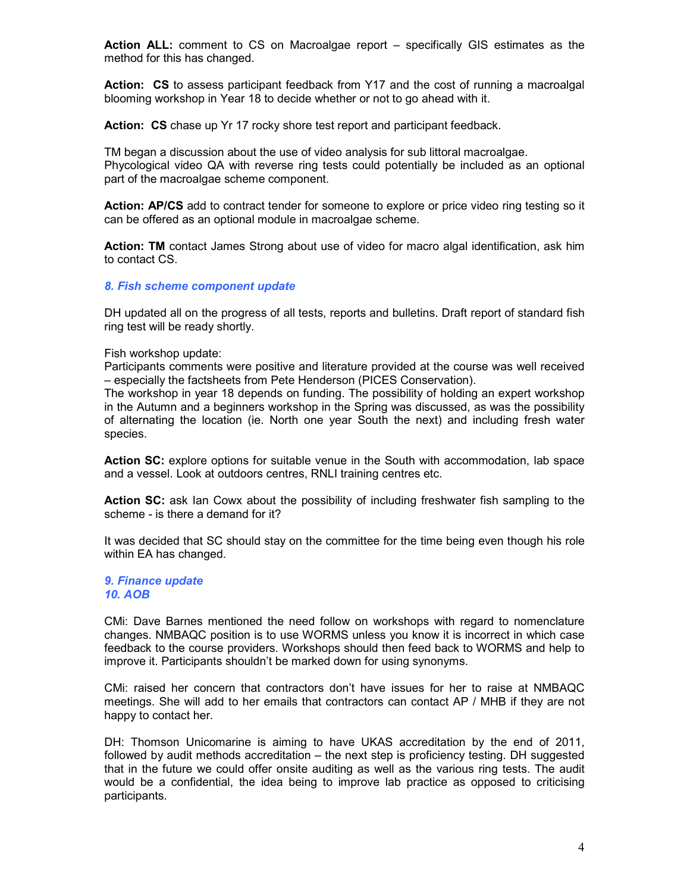**Action ALL:** comment to CS on Macroalgae report – specifically GIS estimates as the method for this has changed.

**Action: CS** to assess participant feedback from Y17 and the cost of running a macroalgal blooming workshop in Year 18 to decide whether or not to go ahead with it.

**Action: CS** chase up Yr 17 rocky shore test report and participant feedback.

TM began a discussion about the use of video analysis for sub littoral macroalgae. Phycological video QA with reverse ring tests could potentially be included as an optional part of the macroalgae scheme component.

**Action: AP/CS** add to contract tender for someone to explore or price video ring testing so it can be offered as an optional module in macroalgae scheme.

**Action: TM** contact James Strong about use of video for macro algal identification, ask him to contact CS.

### *8. Fish scheme component update*

DH updated all on the progress of all tests, reports and bulletins. Draft report of standard fish ring test will be ready shortly.

Fish workshop update:
Participants comments were positive and literature provided at the course was well received – especially the factsheets from Pete Henderson (PICES Conservation).
The workshop in year 18 depends on funding. The possibility of holding an expert workshop in the Autumn and a beginners workshop in the Spring was discussed, as was the possibility of alternating the location (ie. North one year South the next) and including fresh water species.

**Action SC:** explore options for suitable venue in the South with accommodation, lab space and a vessel. Look at outdoors centres, RNLI training centres etc.

**Action SC:** ask Ian Cowx about the possibility of including freshwater fish sampling to the scheme - is there a demand for it?

It was decided that SC should stay on the committee for the time being even though his role within EA has changed.

### *9. Finance update*
### *10. AOB*

CMi: Dave Barnes mentioned the need follow on workshops with regard to nomenclature changes. NMBAQC position is to use WORMS unless you know it is incorrect in which case feedback to the course providers. Workshops should then feed back to WORMS and help to improve it. Participants shouldn't be marked down for using synonyms.

CMi: raised her concern that contractors don't have issues for her to raise at NMBAQC meetings. She will add to her emails that contractors can contact AP / MHB if they are not happy to contact her.

DH: Thomson Unicomarine is aiming to have UKAS accreditation by the end of 2011, followed by audit methods accreditation – the next step is proficiency testing. DH suggested that in the future we could offer onsite auditing as well as the various ring tests. The audit would be a confidential, the idea being to improve lab practice as opposed to criticising participants.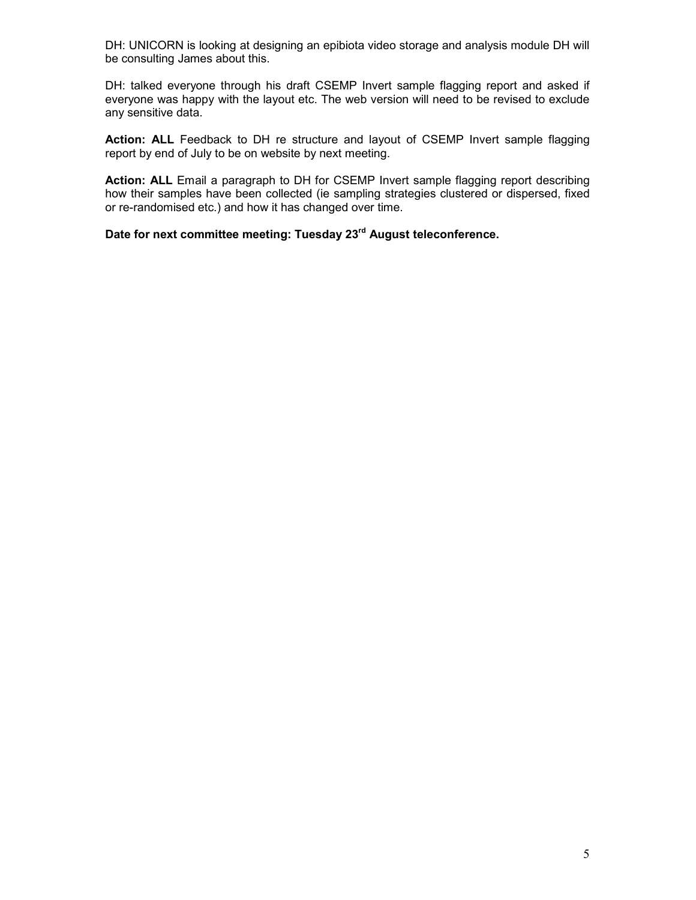DH: UNICORN is looking at designing an epibiota video storage and analysis module DH will be consulting James about this.

DH: talked everyone through his draft CSEMP Invert sample flagging report and asked if everyone was happy with the layout etc. The web version will need to be revised to exclude any sensitive data.

**Action: ALL** Feedback to DH re structure and layout of CSEMP Invert sample flagging report by end of July to be on website by next meeting.

**Action: ALL** Email a paragraph to DH for CSEMP Invert sample flagging report describing how their samples have been collected (ie sampling strategies clustered or dispersed, fixed or re-randomised etc.) and how it has changed over time.

**Date for next committee meeting: Tuesday 23rd August teleconference.**